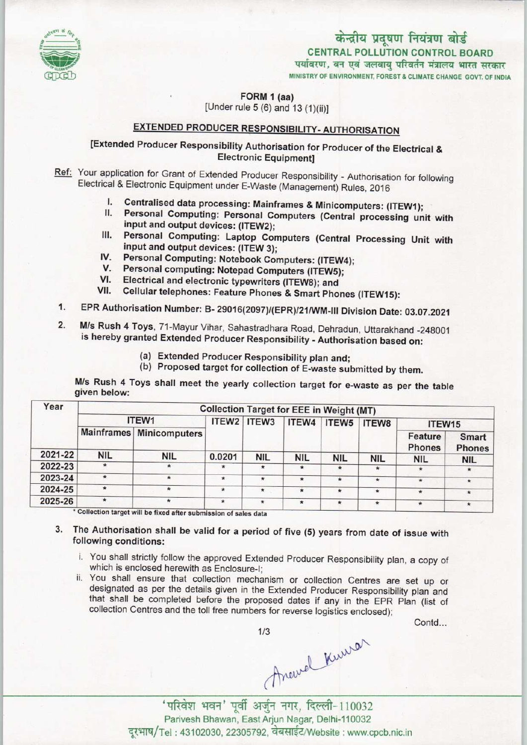केन्द्रीय प्रदूषण नियंत्रण बोर्ड
**CENTRAL POLLUTION CONTROL BOARD**
पर्यावरण, वन एवं जलवायु परिवर्तन मंत्रालय भारत सरकार
MINISTRY OF ENVIRONMENT, FOREST & CLIMATE CHANGE GOVT. OF INDIA

**FORM 1 (aa)**
[Under rule 5 (6) and 13 (1)(ii)]

## EXTENDED PRODUCER RESPONSIBILITY- AUTHORISATION

**[Extended Producer Responsibility Authorisation for Producer of the Electrical & Electronic Equipment]**

Ref: Your application for Grant of Extended Producer Responsibility - Authorisation for following Electrical & Electronic Equipment under E-Waste (Management) Rules, 2016

I. **Centralised data processing: Mainframes & Minicomputers: (ITEW1);**
II. **Personal Computing: Personal Computers (Central processing unit with input and output devices: (ITEW2);**
III. **Personal Computing: Laptop Computers (Central Processing Unit with input and output devices: (ITEW 3);**
IV. **Personal Computing: Notebook Computers: (ITEW4);**
V. **Personal computing: Notepad Computers (ITEW5);**
VI. **Electrical and electronic typewriters (ITEW8); and**
VII. **Cellular telephones: Feature Phones & Smart Phones (ITEW15):**

1. EPR Authorisation Number: B- 29016(2097)/(EPR)/21/WM-III Division Date: 03.07.2021

2. M/s Rush 4 Toys, 71-Mayur Vihar, Sahastradhara Road, Dehradun, Uttarakhand -248001 is hereby granted Extended Producer Responsibility - Authorisation based on:

   (a) Extended Producer Responsibility plan and;
   (b) Proposed target for collection of E-waste submitted by them.

M/s Rush 4 Toys shall meet the yearly collection target for e-waste as per the table given below:

| Year | Collection Target for EEE in Weight (MT) | | | | | | | | |
|---|---|---|---|---|---|---|---|---|---|
| | ITEW1 | | ITEW2 | ITEW3 | ITEW4 | ITEW5 | ITEW8 | ITEW15 | |
| | Mainframes | Minicomputers | | | | | | Feature Phones | Smart Phones |
| 2021-22 | NIL | NIL | 0.0201 | NIL | NIL | NIL | NIL | NIL | NIL |
| 2022-23 | * | * | * | * | * | * | * | * | * |
| 2023-24 | * | * | * | * | * | * | * | * | * |
| 2024-25 | * | * | * | * | * | * | * | * | * |
| 2025-26 | * | * | * | * | * | * | * | * | * |

\* Collection target will be fixed after submission of sales data

3. The Authorisation shall be valid for a period of five (5) years from date of issue with following conditions:

   i. You shall strictly follow the approved Extended Producer Responsibility plan, a copy of which is enclosed herewith as Enclosure-I;
   ii. You shall ensure that collection mechanism or collection Centres are set up or designated as per the details given in the Extended Producer Responsibility plan and that shall be completed before the proposed dates if any in the EPR Plan (list of collection Centres and the toll free numbers for reverse logistics enclosed);

Contd...

Anand Kumar

'परिवेश भवन' पूर्वी अर्जुन नगर, दिल्ली-110032
Parivesh Bhawan, East Arjun Nagar, Delhi-110032
दूरभाष/Tel : 43102030, 22305792, वेबसाईट/Website : www.cpcb.nic.in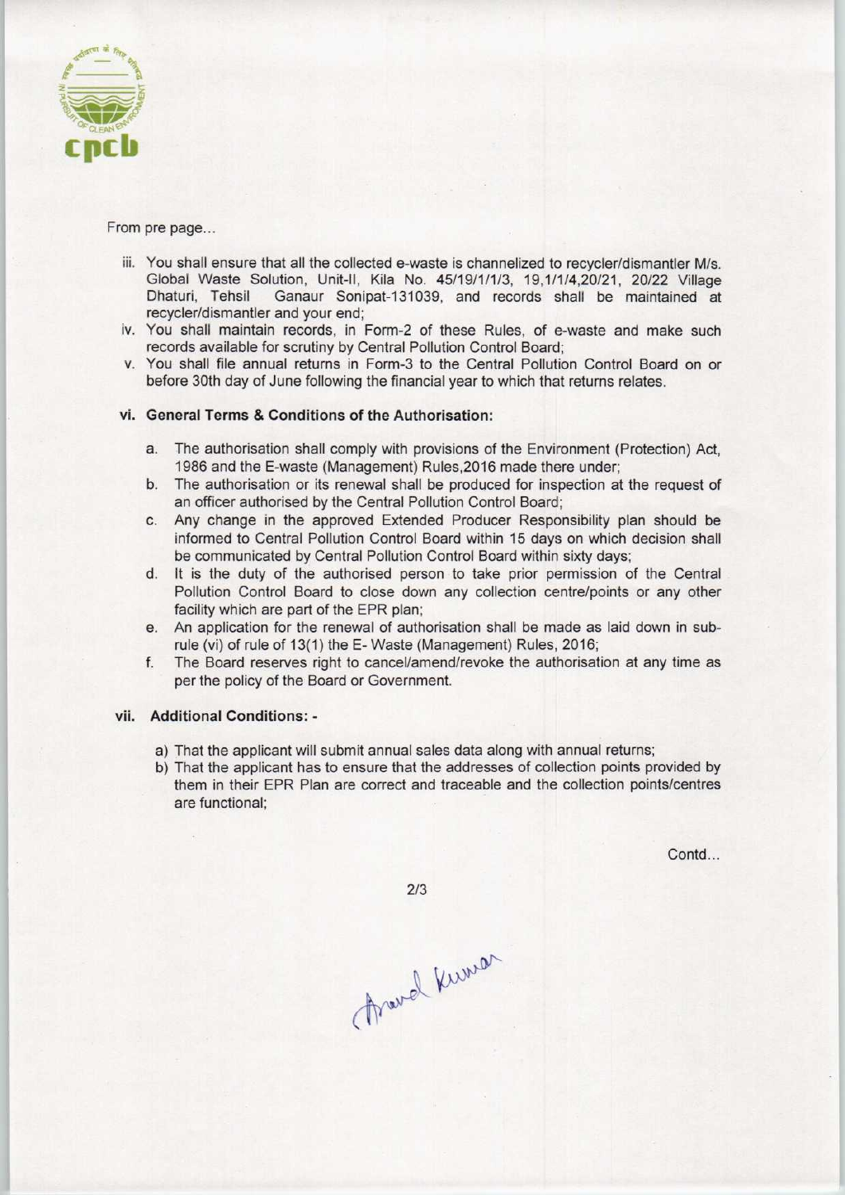From pre page...

iii. You shall ensure that all the collected e-waste is channelized to recycler/dismantler M/s. Global Waste Solution, Unit-II, Kila No. 45/19/1/1/3, 19,1/1/4,20/21, 20/22 Village Dhaturi, Tehsil Ganaur Sonipat-131039, and records shall be maintained at recycler/dismantler and your end;
iv. You shall maintain records, in Form-2 of these Rules, of e-waste and make such records available for scrutiny by Central Pollution Control Board;
v. You shall file annual returns in Form-3 to the Central Pollution Control Board on or before 30th day of June following the financial year to which that returns relates.

**vi. General Terms & Conditions of the Authorisation:**

a. The authorisation shall comply with provisions of the Environment (Protection) Act, 1986 and the E-waste (Management) Rules,2016 made there under;
b. The authorisation or its renewal shall be produced for inspection at the request of an officer authorised by the Central Pollution Control Board;
c. Any change in the approved Extended Producer Responsibility plan should be informed to Central Pollution Control Board within 15 days on which decision shall be communicated by Central Pollution Control Board within sixty days;
d. It is the duty of the authorised person to take prior permission of the Central Pollution Control Board to close down any collection centre/points or any other facility which are part of the EPR plan;
e. An application for the renewal of authorisation shall be made as laid down in sub-rule (vi) of rule of 13(1) the E- Waste (Management) Rules, 2016;
f. The Board reserves right to cancel/amend/revoke the authorisation at any time as per the policy of the Board or Government.

**vii. Additional Conditions: -**

a) That the applicant will submit annual sales data along with annual returns;
b) That the applicant has to ensure that the addresses of collection points provided by them in their EPR Plan are correct and traceable and the collection points/centres are functional;

Contd...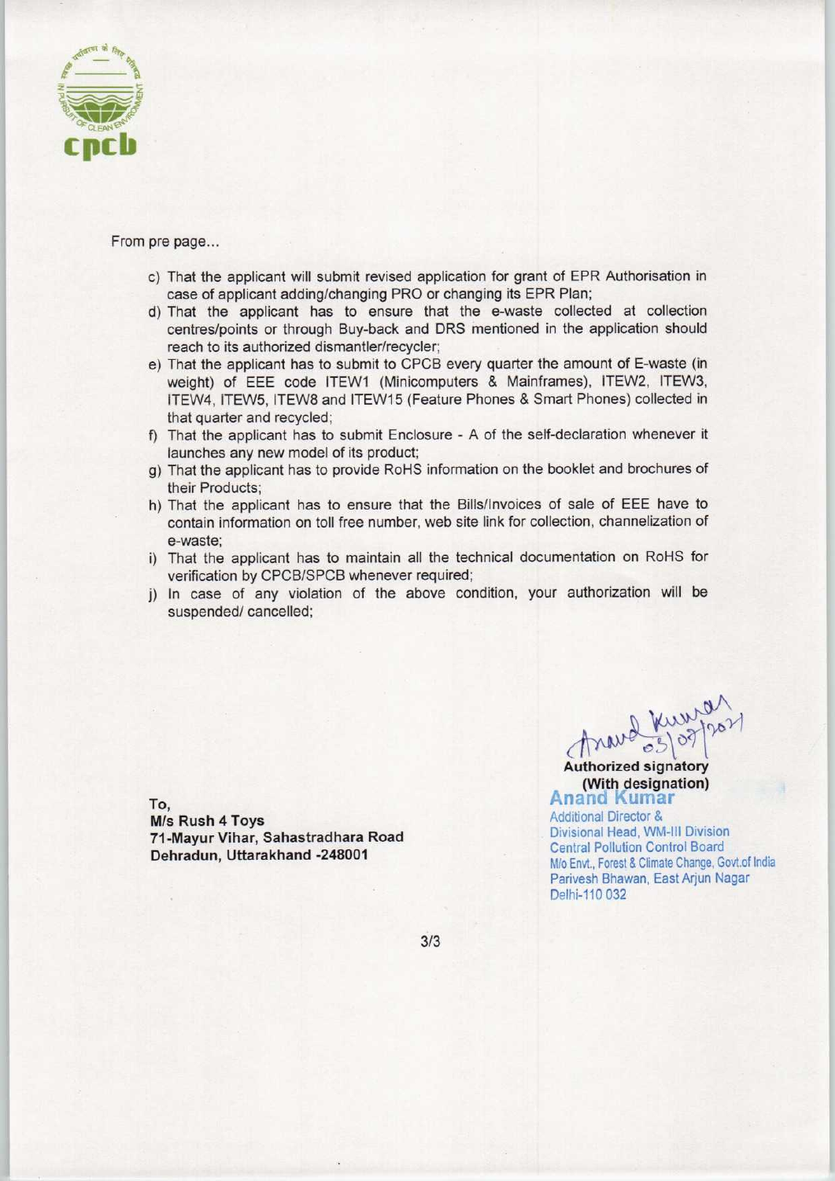From pre page...

c) That the applicant will submit revised application for grant of EPR Authorisation in case of applicant adding/changing PRO or changing its EPR Plan;
d) That the applicant has to ensure that the e-waste collected at collection centres/points or through Buy-back and DRS mentioned in the application should reach to its authorized dismantler/recycler;
e) That the applicant has to submit to CPCB every quarter the amount of E-waste (in weight) of EEE code ITEW1 (Minicomputers & Mainframes), ITEW2, ITEW3, ITEW4, ITEW5, ITEW8 and ITEW15 (Feature Phones & Smart Phones) collected in that quarter and recycled;
f) That the applicant has to submit Enclosure - A of the self-declaration whenever it launches any new model of its product;
g) That the applicant has to provide RoHS information on the booklet and brochures of their Products;
h) That the applicant has to ensure that the Bills/Invoices of sale of EEE have to contain information on toll free number, web site link for collection, channelization of e-waste;
i) That the applicant has to maintain all the technical documentation on RoHS for verification by CPCB/SPCB whenever required;
j) In case of any violation of the above condition, your authorization will be suspended/ cancelled;

Anand Kumar 03/07/2021

**Authorized signatory**
**(With designation)**
**Anand Kumar**
Additional Director &
Divisional Head, WM-III Division
Central Pollution Control Board
M/o Envt., Forest & Climate Change, Govt.of India
Parivesh Bhawan, East Arjun Nagar
Delhi-110 032

To,
**M/s Rush 4 Toys**
**71-Mayur Vihar, Sahastradhara Road**
**Dehradun, Uttarakhand -248001**